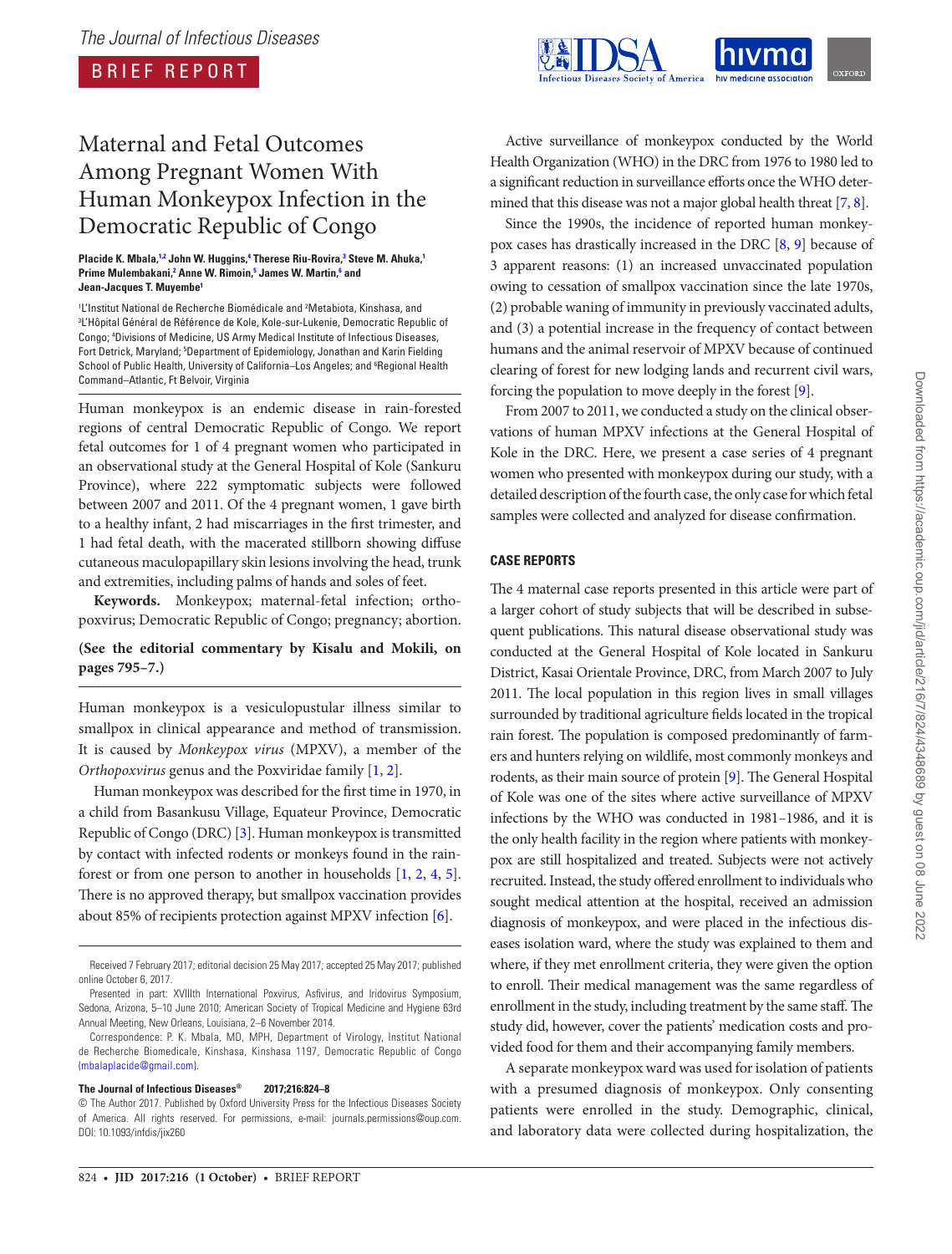# Maternal and Fetal Outcomes Among Pregnant Women With Human Monkeypox Infection in the Democratic Republic of Congo

**Placide K. Mbala,[1,2] John W. Huggins,[4] Therese Riu-Rovira,[3] Steve M. Ahuka,[1] Prime Mulembakani,[2] Anne W. Rimoin,[5] James W. Martin,[6] and Jean-Jacques T. Muyembe[1]**

[1]L'Institut National de Recherche Biomédicale and [2]Metabiota, Kinshasa, and [3]L'Hôpital Général de Référence de Kole, Kole-sur-Lukenie, Democratic Republic of Congo; [4]Divisions of Medicine, US Army Medical Institute of Infectious Diseases, Fort Detrick, Maryland; [5]Department of Epidemiology, Jonathan and Karin Fielding School of Public Health, University of California–Los Angeles; and [6]Regional Health Command–Atlantic, Ft Belvoir, Virginia

Human monkeypox is an endemic disease in rain-forested regions of central Democratic Republic of Congo. We report fetal outcomes for 1 of 4 pregnant women who participated in an observational study at the General Hospital of Kole (Sankuru Province), where 222 symptomatic subjects were followed between 2007 and 2011. Of the 4 pregnant women, 1 gave birth to a healthy infant, 2 had miscarriages in the first trimester, and 1 had fetal death, with the macerated stillborn showing diffuse cutaneous maculopapillary skin lesions involving the head, trunk and extremities, including palms of hands and soles of feet.

**Keywords.** Monkeypox; maternal-fetal infection; orthopoxvirus; Democratic Republic of Congo; pregnancy; abortion.

**(See the editorial commentary by Kisalu and Mokili, on pages 795–7.)**

Human monkeypox is a vesiculopustular illness similar to smallpox in clinical appearance and method of transmission. It is caused by *Monkeypox virus* (MPXV), a member of the *Orthopoxvirus* genus and the Poxviridae family [1, 2].

Human monkeypox was described for the first time in 1970, in a child from Basankusu Village, Equateur Province, Democratic Republic of Congo (DRC) [3]. Human monkeypox is transmitted by contact with infected rodents or monkeys found in the rainforest or from one person to another in households [1, 2, 4, 5]. There is no approved therapy, but smallpox vaccination provides about 85% of recipients protection against MPXV infection [6].

Active surveillance of monkeypox conducted by the World Health Organization (WHO) in the DRC from 1976 to 1980 led to a significant reduction in surveillance efforts once the WHO determined that this disease was not a major global health threat [7, 8].

Since the 1990s, the incidence of reported human monkeypox cases has drastically increased in the DRC [8, 9] because of 3 apparent reasons: (1) an increased unvaccinated population owing to cessation of smallpox vaccination since the late 1970s, (2) probable waning of immunity in previously vaccinated adults, and (3) a potential increase in the frequency of contact between humans and the animal reservoir of MPXV because of continued clearing of forest for new lodging lands and recurrent civil wars, forcing the population to move deeply in the forest [9].

From 2007 to 2011, we conducted a study on the clinical observations of human MPXV infections at the General Hospital of Kole in the DRC. Here, we present a case series of 4 pregnant women who presented with monkeypox during our study, with a detailed description of the fourth case, the only case for which fetal samples were collected and analyzed for disease confirmation.

## CASE REPORTS

The 4 maternal case reports presented in this article were part of a larger cohort of study subjects that will be described in subsequent publications. This natural disease observational study was conducted at the General Hospital of Kole located in Sankuru District, Kasai Orientale Province, DRC, from March 2007 to July 2011. The local population in this region lives in small villages surrounded by traditional agriculture fields located in the tropical rain forest. The population is composed predominantly of farmers and hunters relying on wildlife, most commonly monkeys and rodents, as their main source of protein [9]. The General Hospital of Kole was one of the sites where active surveillance of MPXV infections by the WHO was conducted in 1981–1986, and it is the only health facility in the region where patients with monkeypox are still hospitalized and treated. Subjects were not actively recruited. Instead, the study offered enrollment to individuals who sought medical attention at the hospital, received an admission diagnosis of monkeypox, and were placed in the infectious diseases isolation ward, where the study was explained to them and where, if they met enrollment criteria, they were given the option to enroll. Their medical management was the same regardless of enrollment in the study, including treatment by the same staff. The study did, however, cover the patients' medication costs and provided food for them and their accompanying family members.

A separate monkeypox ward was used for isolation of patients with a presumed diagnosis of monkeypox. Only consenting patients were enrolled in the study. Demographic, clinical, and laboratory data were collected during hospitalization, the

Received 7 February 2017; editorial decision 25 May 2017; accepted 25 May 2017; published online October 6, 2017.

Presented in part: XVIIIth International Poxvirus, Asfivirus, and Iridovirus Symposium, Sedona, Arizona, 5–10 June 2010; American Society of Tropical Medicine and Hygiene 63rd Annual Meeting, New Orleans, Louisiana, 2–6 November 2014.

Correspondence: P. K. Mbala, MD, MPH, Department of Virology, Institut National de Recherche Biomedicale, Kinshasa, Kinshasa 1197, Democratic Republic of Congo (mbalaplacide@gmail.com).

**The Journal of Infectious Diseases® 2017;216:824–8**

© The Author 2017. Published by Oxford University Press for the Infectious Diseases Society of America. All rights reserved. For permissions, e-mail: journals.permissions@oup.com. DOI: 10.1093/infdis/jix260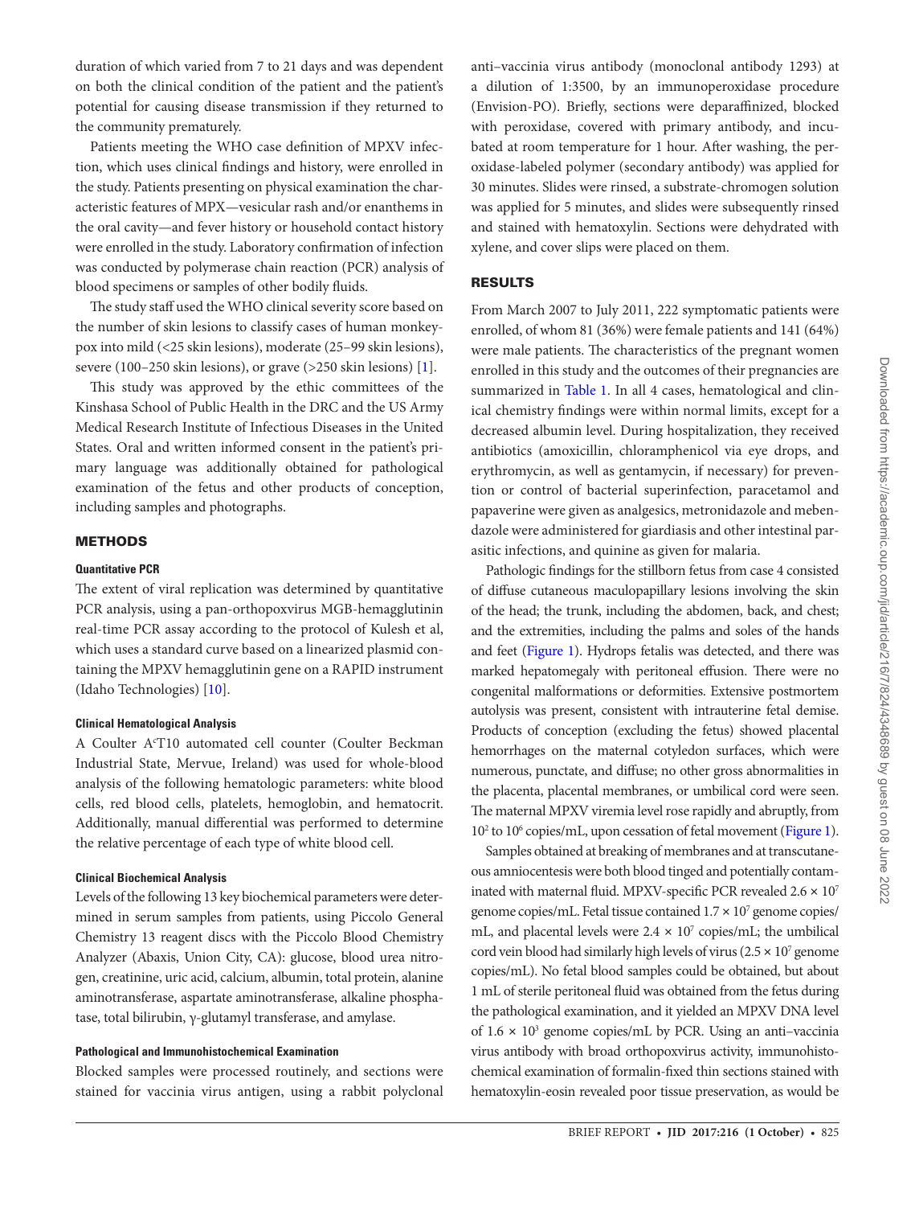duration of which varied from 7 to 21 days and was dependent on both the clinical condition of the patient and the patient's potential for causing disease transmission if they returned to the community prematurely.

Patients meeting the WHO case definition of MPXV infection, which uses clinical findings and history, were enrolled in the study. Patients presenting on physical examination the characteristic features of MPX—vesicular rash and/or enanthems in the oral cavity—and fever history or household contact history were enrolled in the study. Laboratory confirmation of infection was conducted by polymerase chain reaction (PCR) analysis of blood specimens or samples of other bodily fluids.

The study staff used the WHO clinical severity score based on the number of skin lesions to classify cases of human monkeypox into mild (<25 skin lesions), moderate (25–99 skin lesions), severe (100–250 skin lesions), or grave (>250 skin lesions) [1].

This study was approved by the ethic committees of the Kinshasa School of Public Health in the DRC and the US Army Medical Research Institute of Infectious Diseases in the United States. Oral and written informed consent in the patient's primary language was additionally obtained for pathological examination of the fetus and other products of conception, including samples and photographs.

## METHODS

### Quantitative PCR

The extent of viral replication was determined by quantitative PCR analysis, using a pan-orthopoxvirus MGB-hemagglutinin real-time PCR assay according to the protocol of Kulesh et al, which uses a standard curve based on a linearized plasmid containing the MPXV hemagglutinin gene on a RAPID instrument (Idaho Technologies) [10].

### Clinical Hematological Analysis

A Coulter A$^{c}$T10 automated cell counter (Coulter Beckman Industrial State, Mervue, Ireland) was used for whole-blood analysis of the following hematologic parameters: white blood cells, red blood cells, platelets, hemoglobin, and hematocrit. Additionally, manual differential was performed to determine the relative percentage of each type of white blood cell.

### Clinical Biochemical Analysis

Levels of the following 13 key biochemical parameters were determined in serum samples from patients, using Piccolo General Chemistry 13 reagent discs with the Piccolo Blood Chemistry Analyzer (Abaxis, Union City, CA): glucose, blood urea nitrogen, creatinine, uric acid, calcium, albumin, total protein, alanine aminotransferase, aspartate aminotransferase, alkaline phosphatase, total bilirubin, γ-glutamyl transferase, and amylase.

### Pathological and Immunohistochemical Examination

Blocked samples were processed routinely, and sections were stained for vaccinia virus antigen, using a rabbit polyclonal anti–vaccinia virus antibody (monoclonal antibody 1293) at a dilution of 1:3500, by an immunoperoxidase procedure (Envision-PO). Briefly, sections were deparaffinized, blocked with peroxidase, covered with primary antibody, and incubated at room temperature for 1 hour. After washing, the peroxidase-labeled polymer (secondary antibody) was applied for 30 minutes. Slides were rinsed, a substrate-chromogen solution was applied for 5 minutes, and slides were subsequently rinsed and stained with hematoxylin. Sections were dehydrated with xylene, and cover slips were placed on them.

## RESULTS

From March 2007 to July 2011, 222 symptomatic patients were enrolled, of whom 81 (36%) were female patients and 141 (64%) were male patients. The characteristics of the pregnant women enrolled in this study and the outcomes of their pregnancies are summarized in Table 1. In all 4 cases, hematological and clinical chemistry findings were within normal limits, except for a decreased albumin level. During hospitalization, they received antibiotics (amoxicillin, chloramphenicol via eye drops, and erythromycin, as well as gentamycin, if necessary) for prevention or control of bacterial superinfection, paracetamol and papaverine were given as analgesics, metronidazole and mebendazole were administered for giardiasis and other intestinal parasitic infections, and quinine as given for malaria.

Pathologic findings for the stillborn fetus from case 4 consisted of diffuse cutaneous maculopapillary lesions involving the skin of the head; the trunk, including the abdomen, back, and chest; and the extremities, including the palms and soles of the hands and feet (Figure 1). Hydrops fetalis was detected, and there was marked hepatomegaly with peritoneal effusion. There were no congenital malformations or deformities. Extensive postmortem autolysis was present, consistent with intrauterine fetal demise. Products of conception (excluding the fetus) showed placental hemorrhages on the maternal cotyledon surfaces, which were numerous, punctate, and diffuse; no other gross abnormalities in the placenta, placental membranes, or umbilical cord were seen. The maternal MPXV viremia level rose rapidly and abruptly, from $10^2$ to $10^6$ copies/mL, upon cessation of fetal movement (Figure 1).

Samples obtained at breaking of membranes and at transcutaneous amniocentesis were both blood tinged and potentially contaminated with maternal fluid. MPXV-specific PCR revealed $2.6 \times 10^7$ genome copies/mL. Fetal tissue contained $1.7 \times 10^7$ genome copies/mL, and placental levels were $2.4 \times 10^7$ copies/mL; the umbilical cord vein blood had similarly high levels of virus ($2.5 \times 10^7$ genome copies/mL). No fetal blood samples could be obtained, but about 1 mL of sterile peritoneal fluid was obtained from the fetus during the pathological examination, and it yielded an MPXV DNA level of $1.6 \times 10^3$ genome copies/mL by PCR. Using an anti–vaccinia virus antibody with broad orthopoxvirus activity, immunohistochemical examination of formalin-fixed thin sections stained with hematoxylin-eosin revealed poor tissue preservation, as would be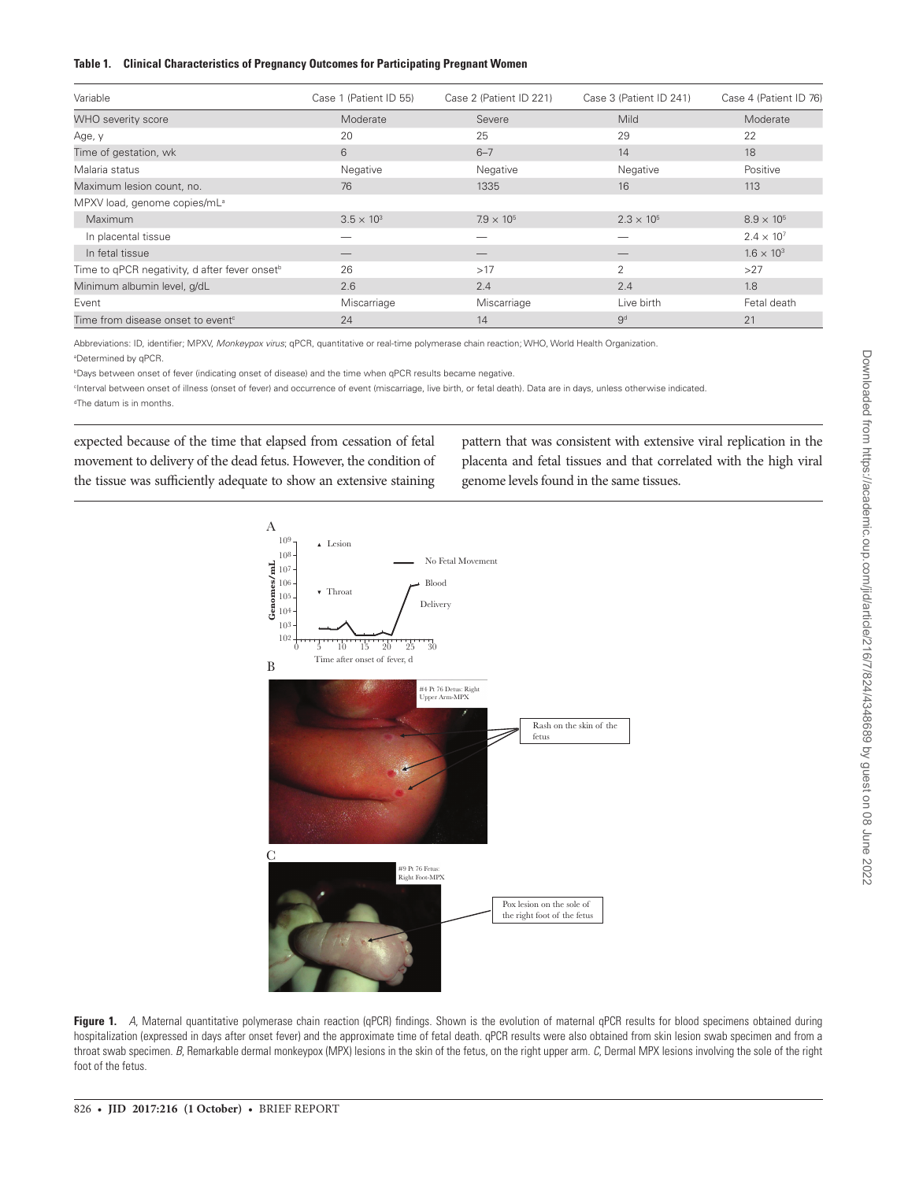**Table 1. Clinical Characteristics of Pregnancy Outcomes for Participating Pregnant Women**

| Variable | Case 1 (Patient ID 55) | Case 2 (Patient ID 221) | Case 3 (Patient ID 241) | Case 4 (Patient ID 76) |
|---|---|---|---|---|
| WHO severity score | Moderate | Severe | Mild | Moderate |
| Age, y | 20 | 25 | 29 | 22 |
| Time of gestation, wk | 6 | 6–7 | 14 | 18 |
| Malaria status | Negative | Negative | Negative | Positive |
| Maximum lesion count, no. | 76 | 1335 | 16 | 113 |
| MPXV load, genome copies/mL[a] | | | | |
| Maximum | $3.5 \times 10^3$ | $7.9 \times 10^5$ | $2.3 \times 10^5$ | $8.9 \times 10^5$ |
| In placental tissue | — | — | — | $2.4 \times 10^7$ |
| In fetal tissue | — | — | — | $1.6 \times 10^3$ |
| Time to qPCR negativity, d after fever onset[b] | 26 | >17 | 2 | >27 |
| Minimum albumin level, g/dL | 2.6 | 2.4 | 2.4 | 1.8 |
| Event | Miscarriage | Miscarriage | Live birth | Fetal death |
| Time from disease onset to event[c] | 24 | 14 | 9[d] | 21 |

Abbreviations: ID, identifier; MPXV, *Monkeypox virus*; qPCR, quantitative or real-time polymerase chain reaction; WHO, World Health Organization.

[a]Determined by qPCR.

[b]Days between onset of fever (indicating onset of disease) and the time when qPCR results became negative.

[c]Interval between onset of illness (onset of fever) and occurrence of event (miscarriage, live birth, or fetal death). Data are in days, unless otherwise indicated.

[d]The datum is in months.

expected because of the time that elapsed from cessation of fetal movement to delivery of the dead fetus. However, the condition of the tissue was sufficiently adequate to show an extensive staining pattern that was consistent with extensive viral replication in the placenta and fetal tissues and that correlated with the high viral genome levels found in the same tissues.

**Figure 1.** *A*, Maternal quantitative polymerase chain reaction (qPCR) findings. Shown is the evolution of maternal qPCR results for blood specimens obtained during hospitalization (expressed in days after onset fever) and the approximate time of fetal death. qPCR results were also obtained from skin lesion swab specimen and from a throat swab specimen. *B*, Remarkable dermal monkeypox (MPX) lesions in the skin of the fetus, on the right upper arm. *C*, Dermal MPX lesions involving the sole of the right foot of the fetus.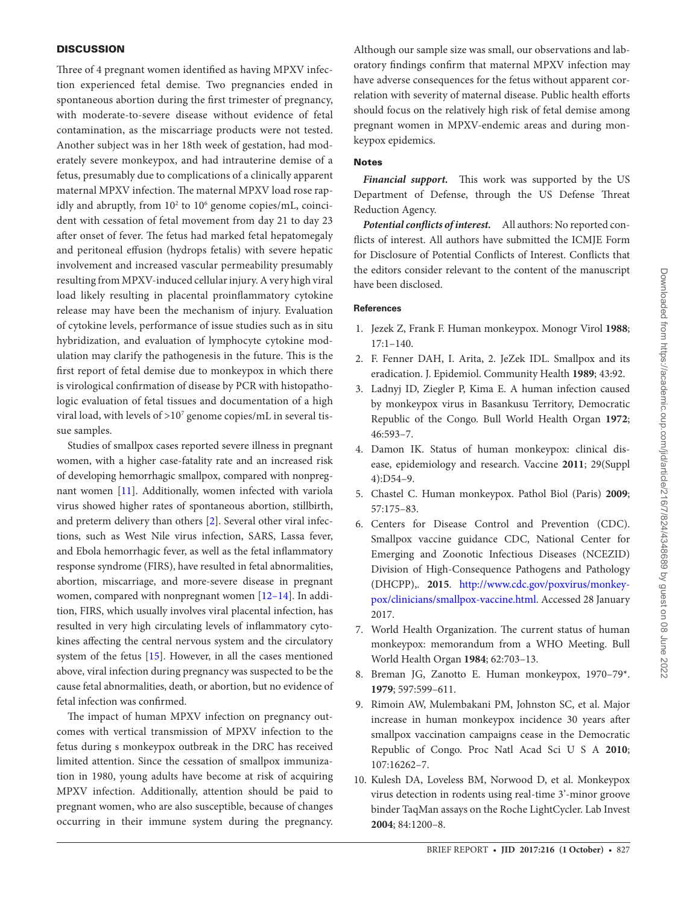## DISCUSSION

Three of 4 pregnant women identified as having MPXV infection experienced fetal demise. Two pregnancies ended in spontaneous abortion during the first trimester of pregnancy, with moderate-to-severe disease without evidence of fetal contamination, as the miscarriage products were not tested. Another subject was in her 18th week of gestation, had moderately severe monkeypox, and had intrauterine demise of a fetus, presumably due to complications of a clinically apparent maternal MPXV infection. The maternal MPXV load rose rapidly and abruptly, from $10^2$ to $10^6$ genome copies/mL, coincident with cessation of fetal movement from day 21 to day 23 after onset of fever. The fetus had marked fetal hepatomegaly and peritoneal effusion (hydrops fetalis) with severe hepatic involvement and increased vascular permeability presumably resulting from MPXV-induced cellular injury. A very high viral load likely resulting in placental proinflammatory cytokine release may have been the mechanism of injury. Evaluation of cytokine levels, performance of issue studies such as in situ hybridization, and evaluation of lymphocyte cytokine modulation may clarify the pathogenesis in the future. This is the first report of fetal demise due to monkeypox in which there is virological confirmation of disease by PCR with histopathologic evaluation of fetal tissues and documentation of a high viral load, with levels of $>10^7$ genome copies/mL in several tissue samples.

Studies of smallpox cases reported severe illness in pregnant women, with a higher case-fatality rate and an increased risk of developing hemorrhagic smallpox, compared with nonpregnant women [11]. Additionally, women infected with variola virus showed higher rates of spontaneous abortion, stillbirth, and preterm delivery than others [2]. Several other viral infections, such as West Nile virus infection, SARS, Lassa fever, and Ebola hemorrhagic fever, as well as the fetal inflammatory response syndrome (FIRS), have resulted in fetal abnormalities, abortion, miscarriage, and more-severe disease in pregnant women, compared with nonpregnant women [12–14]. In addition, FIRS, which usually involves viral placental infection, has resulted in very high circulating levels of inflammatory cytokines affecting the central nervous system and the circulatory system of the fetus [15]. However, in all the cases mentioned above, viral infection during pregnancy was suspected to be the cause fetal abnormalities, death, or abortion, but no evidence of fetal infection was confirmed.

The impact of human MPXV infection on pregnancy outcomes with vertical transmission of MPXV infection to the fetus during s monkeypox outbreak in the DRC has received limited attention. Since the cessation of smallpox immunization in 1980, young adults have become at risk of acquiring MPXV infection. Additionally, attention should be paid to pregnant women, who are also susceptible, because of changes occurring in their immune system during the pregnancy. Although our sample size was small, our observations and laboratory findings confirm that maternal MPXV infection may have adverse consequences for the fetus without apparent correlation with severity of maternal disease. Public health efforts should focus on the relatively high risk of fetal demise among pregnant women in MPXV-endemic areas and during monkeypox epidemics.

### Notes

***Financial support.*** This work was supported by the US Department of Defense, through the US Defense Threat Reduction Agency.

***Potential conflicts of interest.*** All authors: No reported conflicts of interest. All authors have submitted the ICMJE Form for Disclosure of Potential Conflicts of Interest. Conflicts that the editors consider relevant to the content of the manuscript have been disclosed.

### References

1. Jezek Z, Frank F. Human monkeypox. Monogr Virol **1988**; 17:1–140.
2. F. Fenner DAH, I. Arita, 2. JeZek IDL. Smallpox and its eradication. J. Epidemiol. Community Health **1989**; 43:92.
3. Ladnyj ID, Ziegler P, Kima E. A human infection caused by monkeypox virus in Basankusu Territory, Democratic Republic of the Congo. Bull World Health Organ **1972**; 46:593–7.
4. Damon IK. Status of human monkeypox: clinical disease, epidemiology and research. Vaccine **2011**; 29(Suppl 4):D54–9.
5. Chastel C. Human monkeypox. Pathol Biol (Paris) **2009**; 57:175–83.
6. Centers for Disease Control and Prevention (CDC). Smallpox vaccine guidance CDC, National Center for Emerging and Zoonotic Infectious Diseases (NCEZID) Division of High-Consequence Pathogens and Pathology (DHCPP),. **2015**. http://www.cdc.gov/poxvirus/monkeypox/clinicians/smallpox-vaccine.html. Accessed 28 January 2017.
7. World Health Organization. The current status of human monkeypox: memorandum from a WHO Meeting. Bull World Health Organ **1984**; 62:703–13.
8. Breman JG, Zanotto E. Human monkeypox, 1970–79*. **1979**; 597:599–611.
9. Rimoin AW, Mulembakani PM, Johnston SC, et al. Major increase in human monkeypox incidence 30 years after smallpox vaccination campaigns cease in the Democratic Republic of Congo. Proc Natl Acad Sci U S A **2010**; 107:16262–7.
10. Kulesh DA, Loveless BM, Norwood D, et al. Monkeypox virus detection in rodents using real-time 3'-minor groove binder TaqMan assays on the Roche LightCycler. Lab Invest **2004**; 84:1200–8.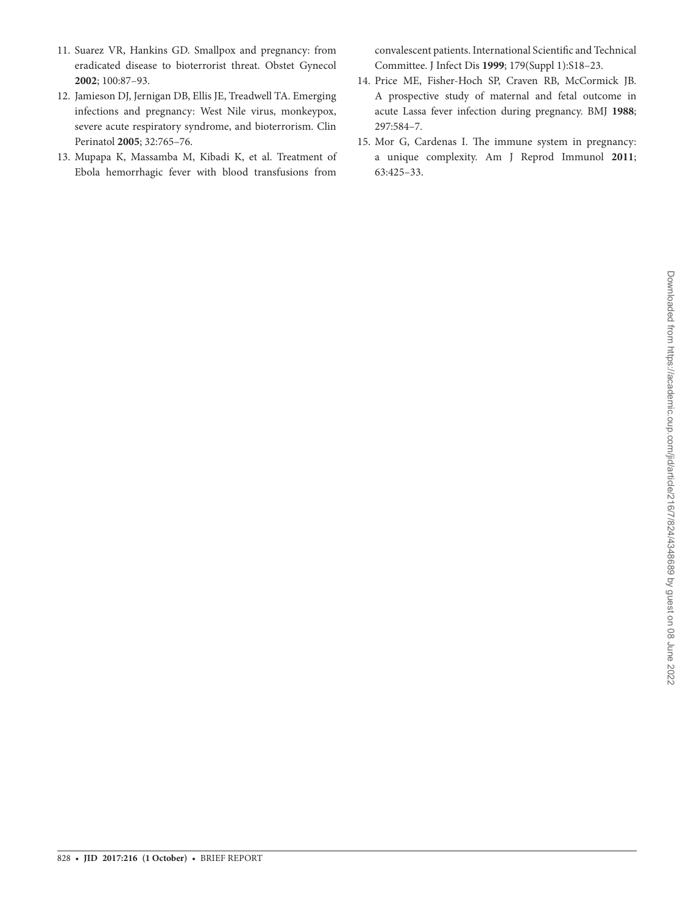11. Suarez VR, Hankins GD. Smallpox and pregnancy: from eradicated disease to bioterrorist threat. Obstet Gynecol **2002**; 100:87–93.
12. Jamieson DJ, Jernigan DB, Ellis JE, Treadwell TA. Emerging infections and pregnancy: West Nile virus, monkeypox, severe acute respiratory syndrome, and bioterrorism. Clin Perinatol **2005**; 32:765–76.
13. Mupapa K, Massamba M, Kibadi K, et al. Treatment of Ebola hemorrhagic fever with blood transfusions from convalescent patients. International Scientific and Technical Committee. J Infect Dis **1999**; 179(Suppl 1):S18–23.
14. Price ME, Fisher-Hoch SP, Craven RB, McCormick JB. A prospective study of maternal and fetal outcome in acute Lassa fever infection during pregnancy. BMJ **1988**; 297:584–7.
15. Mor G, Cardenas I. The immune system in pregnancy: a unique complexity. Am J Reprod Immunol **2011**; 63:425–33.